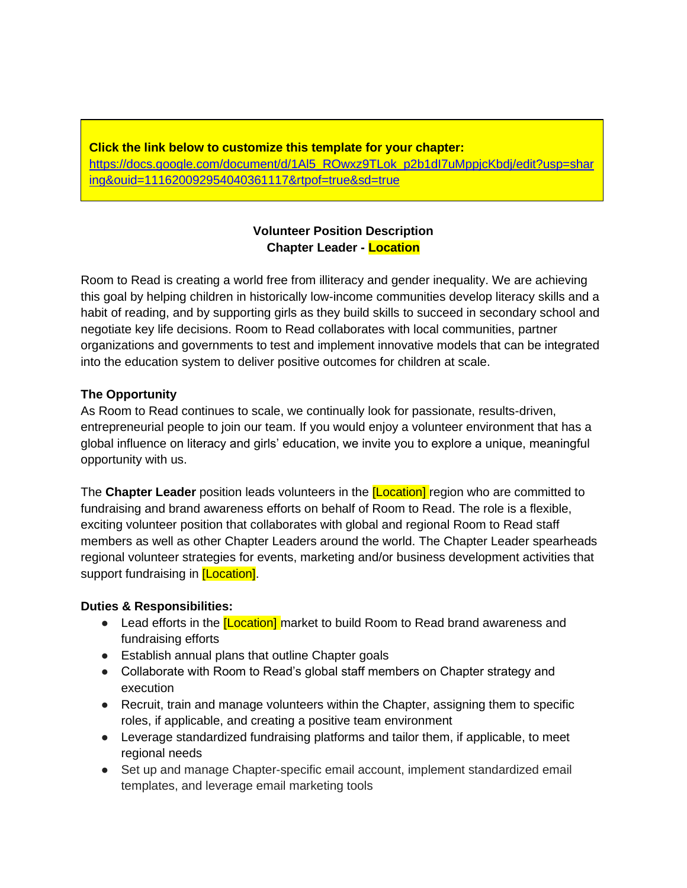**Click the link below to customize this template for your chapter:**
https://docs.google.com/document/d/1Al5_ROwxz9TLok_p2b1dI7uMppjcKbdj/edit?usp=sharing&ouid=111620092954040361117&rtpof=true&sd=true

**Volunteer Position Description**
**Chapter Leader - Location**

Room to Read is creating a world free from illiteracy and gender inequality. We are achieving this goal by helping children in historically low-income communities develop literacy skills and a habit of reading, and by supporting girls as they build skills to succeed in secondary school and negotiate key life decisions. Room to Read collaborates with local communities, partner organizations and governments to test and implement innovative models that can be integrated into the education system to deliver positive outcomes for children at scale.

**The Opportunity**
As Room to Read continues to scale, we continually look for passionate, results-driven, entrepreneurial people to join our team. If you would enjoy a volunteer environment that has a global influence on literacy and girls' education, we invite you to explore a unique, meaningful opportunity with us.

The **Chapter Leader** position leads volunteers in the [Location] region who are committed to fundraising and brand awareness efforts on behalf of Room to Read. The role is a flexible, exciting volunteer position that collaborates with global and regional Room to Read staff members as well as other Chapter Leaders around the world. The Chapter Leader spearheads regional volunteer strategies for events, marketing and/or business development activities that support fundraising in [Location].

**Duties & Responsibilities:**

- Lead efforts in the [Location] market to build Room to Read brand awareness and fundraising efforts
- Establish annual plans that outline Chapter goals
- Collaborate with Room to Read's global staff members on Chapter strategy and execution
- Recruit, train and manage volunteers within the Chapter, assigning them to specific roles, if applicable, and creating a positive team environment
- Leverage standardized fundraising platforms and tailor them, if applicable, to meet regional needs
- Set up and manage Chapter-specific email account, implement standardized email templates, and leverage email marketing tools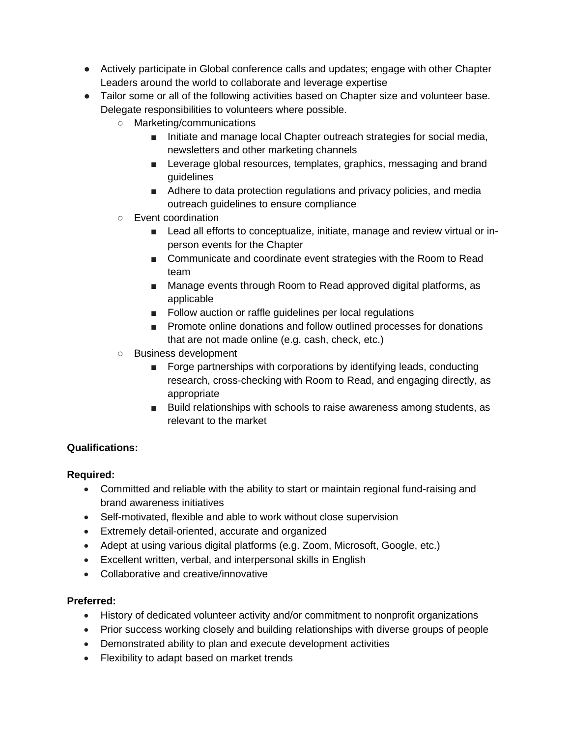- Actively participate in Global conference calls and updates; engage with other Chapter Leaders around the world to collaborate and leverage expertise
- Tailor some or all of the following activities based on Chapter size and volunteer base. Delegate responsibilities to volunteers where possible.
  - Marketing/communications
    - Initiate and manage local Chapter outreach strategies for social media, newsletters and other marketing channels
    - Leverage global resources, templates, graphics, messaging and brand guidelines
    - Adhere to data protection regulations and privacy policies, and media outreach guidelines to ensure compliance
  - Event coordination
    - Lead all efforts to conceptualize, initiate, manage and review virtual or in-person events for the Chapter
    - Communicate and coordinate event strategies with the Room to Read team
    - Manage events through Room to Read approved digital platforms, as applicable
    - Follow auction or raffle guidelines per local regulations
    - Promote online donations and follow outlined processes for donations that are not made online (e.g. cash, check, etc.)
  - Business development
    - Forge partnerships with corporations by identifying leads, conducting research, cross-checking with Room to Read, and engaging directly, as appropriate
    - Build relationships with schools to raise awareness among students, as relevant to the market

**Qualifications:**

**Required:**

- Committed and reliable with the ability to start or maintain regional fund-raising and brand awareness initiatives
- Self-motivated, flexible and able to work without close supervision
- Extremely detail-oriented, accurate and organized
- Adept at using various digital platforms (e.g. Zoom, Microsoft, Google, etc.)
- Excellent written, verbal, and interpersonal skills in English
- Collaborative and creative/innovative

**Preferred:**

- History of dedicated volunteer activity and/or commitment to nonprofit organizations
- Prior success working closely and building relationships with diverse groups of people
- Demonstrated ability to plan and execute development activities
- Flexibility to adapt based on market trends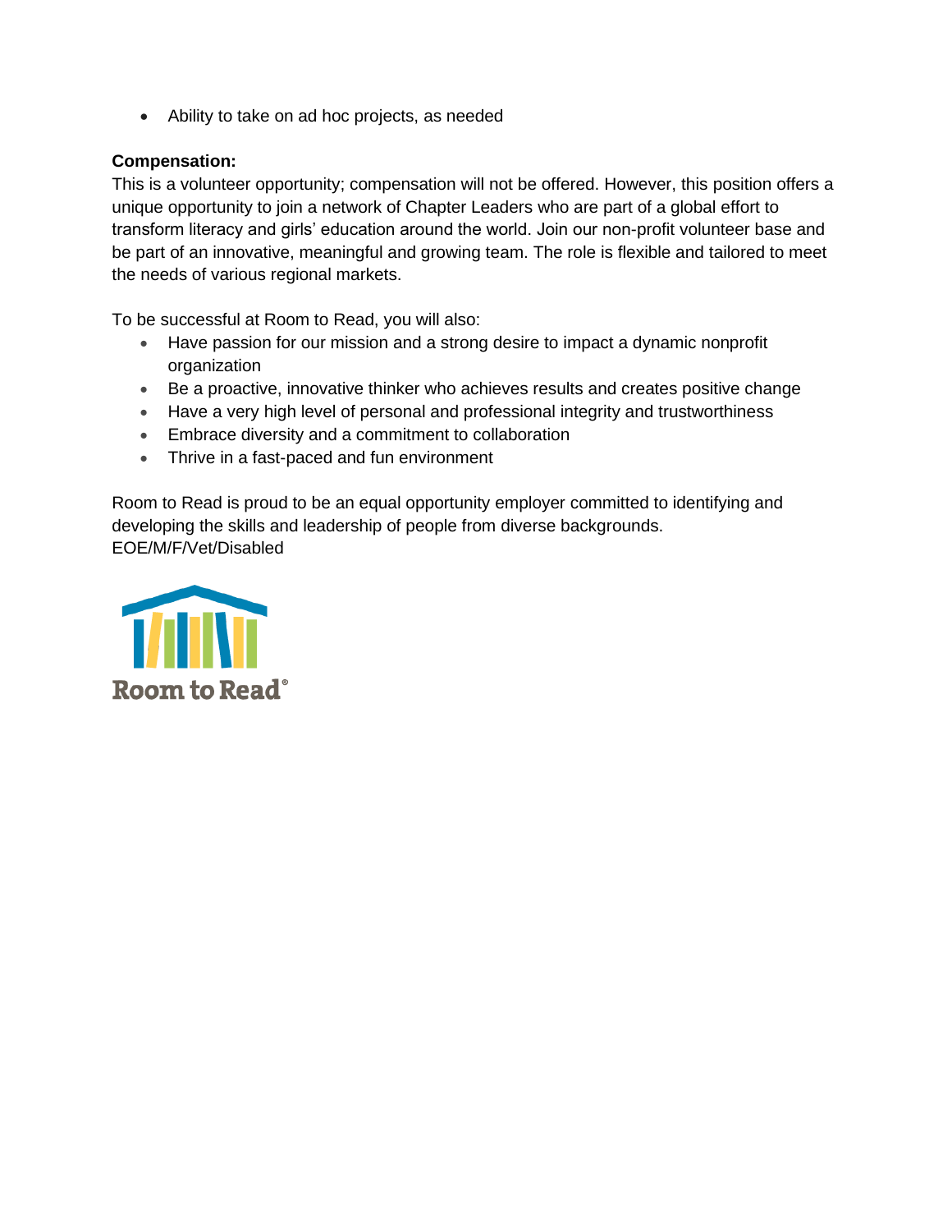- Ability to take on ad hoc projects, as needed

**Compensation:**
This is a volunteer opportunity; compensation will not be offered. However, this position offers a unique opportunity to join a network of Chapter Leaders who are part of a global effort to transform literacy and girls' education around the world. Join our non-profit volunteer base and be part of an innovative, meaningful and growing team. The role is flexible and tailored to meet the needs of various regional markets.

To be successful at Room to Read, you will also:

- Have passion for our mission and a strong desire to impact a dynamic nonprofit organization
- Be a proactive, innovative thinker who achieves results and creates positive change
- Have a very high level of personal and professional integrity and trustworthiness
- Embrace diversity and a commitment to collaboration
- Thrive in a fast-paced and fun environment

Room to Read is proud to be an equal opportunity employer committed to identifying and developing the skills and leadership of people from diverse backgrounds.
EOE/M/F/Vet/Disabled

Room to Read®